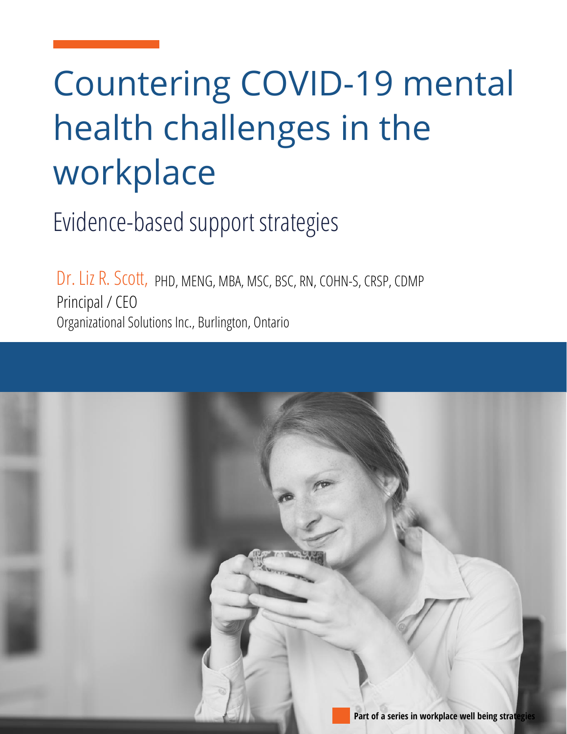# Countering COVID-19 mental health challenges in the workplace

## Evidence-based support strategies

Dr. Liz R. Scott, PHD, MENG, MBA, MSC, BSC, RN, COHN-S, CRSP, CDMP
Principal / CEO
Organizational Solutions Inc., Burlington, Ontario

**Part of a series in workplace well being strategies**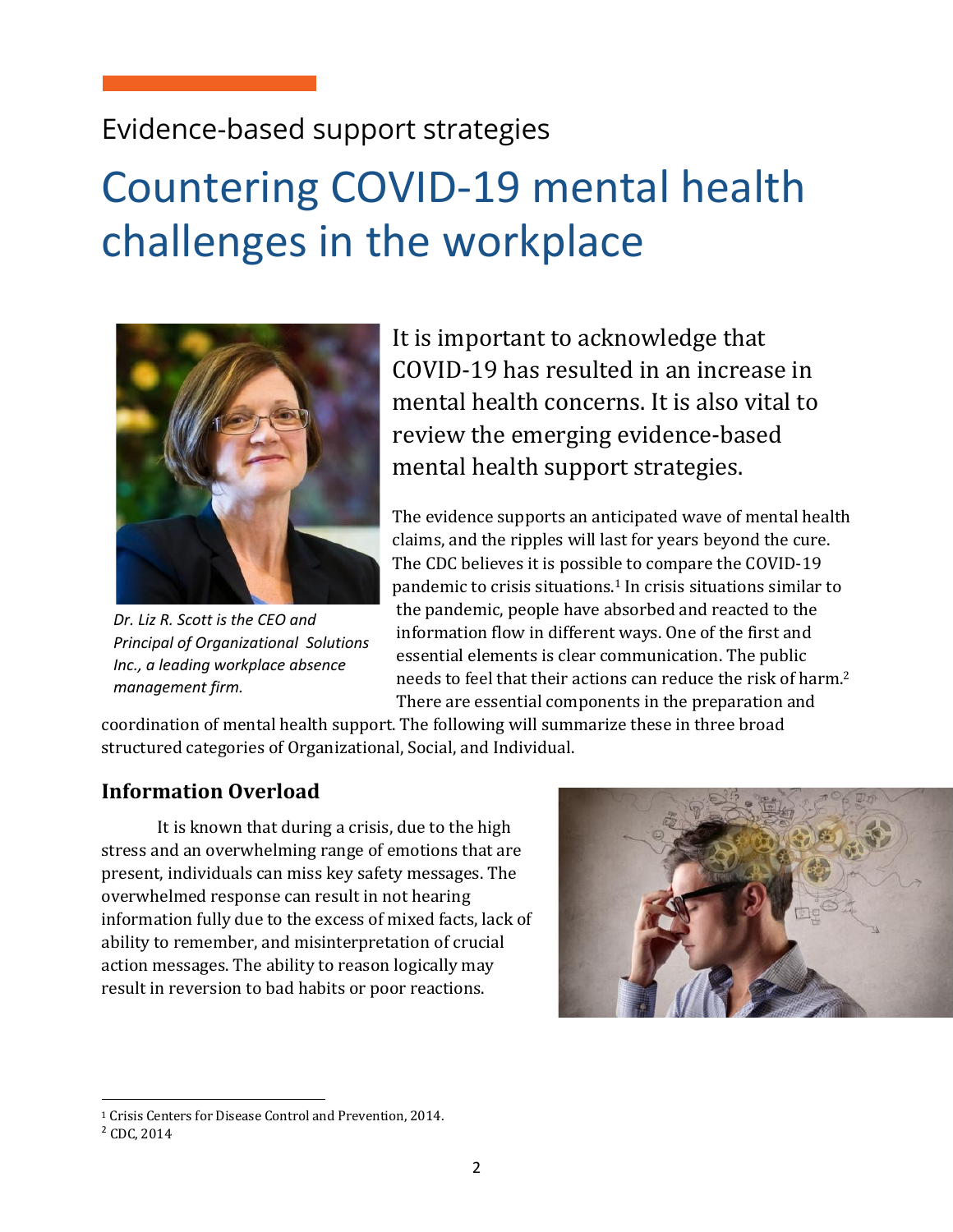Evidence-based support strategies

# Countering COVID-19 mental health challenges in the workplace

*Dr. Liz R. Scott is the CEO and Principal of Organizational Solutions Inc., a leading workplace absence management firm.*

It is important to acknowledge that COVID-19 has resulted in an increase in mental health concerns. It is also vital to review the emerging evidence-based mental health support strategies.

The evidence supports an anticipated wave of mental health claims, and the ripples will last for years beyond the cure. The CDC believes it is possible to compare the COVID-19 pandemic to crisis situations.[1] In crisis situations similar to the pandemic, people have absorbed and reacted to the information flow in different ways. One of the first and essential elements is clear communication. The public needs to feel that their actions can reduce the risk of harm.[2] There are essential components in the preparation and coordination of mental health support. The following will summarize these in three broad structured categories of Organizational, Social, and Individual.

## Information Overload

It is known that during a crisis, due to the high stress and an overwhelming range of emotions that are present, individuals can miss key safety messages. The overwhelmed response can result in not hearing information fully due to the excess of mixed facts, lack of ability to remember, and misinterpretation of crucial action messages. The ability to reason logically may result in reversion to bad habits or poor reactions.

---

[1] Crisis Centers for Disease Control and Prevention, 2014.

[2] CDC, 2014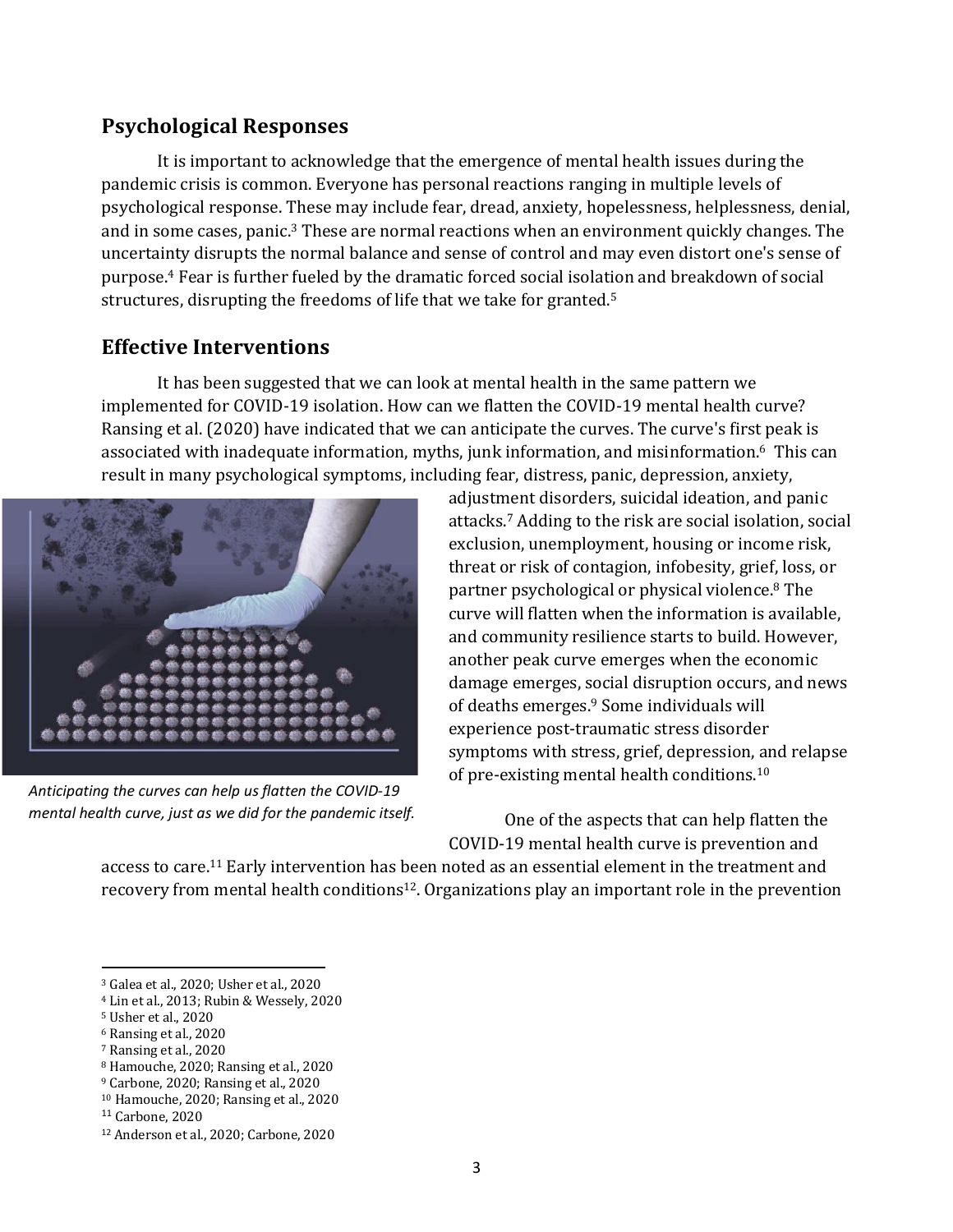## Psychological Responses

It is important to acknowledge that the emergence of mental health issues during the pandemic crisis is common. Everyone has personal reactions ranging in multiple levels of psychological response. These may include fear, dread, anxiety, hopelessness, helplessness, denial, and in some cases, panic.[3] These are normal reactions when an environment quickly changes. The uncertainty disrupts the normal balance and sense of control and may even distort one's sense of purpose.[4] Fear is further fueled by the dramatic forced social isolation and breakdown of social structures, disrupting the freedoms of life that we take for granted.[5]

## Effective Interventions

It has been suggested that we can look at mental health in the same pattern we implemented for COVID-19 isolation. How can we flatten the COVID-19 mental health curve? Ransing et al. (2020) have indicated that we can anticipate the curves. The curve's first peak is associated with inadequate information, myths, junk information, and misinformation.[6] This can result in many psychological symptoms, including fear, distress, panic, depression, anxiety, adjustment disorders, suicidal ideation, and panic attacks.[7] Adding to the risk are social isolation, social exclusion, unemployment, housing or income risk, threat or risk of contagion, infobesity, grief, loss, or partner psychological or physical violence.[8] The curve will flatten when the information is available, and community resilience starts to build. However, another peak curve emerges when the economic damage emerges, social disruption occurs, and news of deaths emerges.[9] Some individuals will experience post-traumatic stress disorder symptoms with stress, grief, depression, and relapse of pre-existing mental health conditions.[10]

*Anticipating the curves can help us flatten the COVID-19 mental health curve, just as we did for the pandemic itself.*

One of the aspects that can help flatten the COVID-19 mental health curve is prevention and access to care.[11] Early intervention has been noted as an essential element in the treatment and recovery from mental health conditions[12]. Organizations play an important role in the prevention

---

[3] Galea et al., 2020; Usher et al., 2020
[4] Lin et al., 2013; Rubin & Wessely, 2020
[5] Usher et al., 2020
[6] Ransing et al., 2020
[7] Ransing et al., 2020
[8] Hamouche, 2020; Ransing et al., 2020
[9] Carbone, 2020; Ransing et al., 2020
[10] Hamouche, 2020; Ransing et al., 2020
[11] Carbone, 2020
[12] Anderson et al., 2020; Carbone, 2020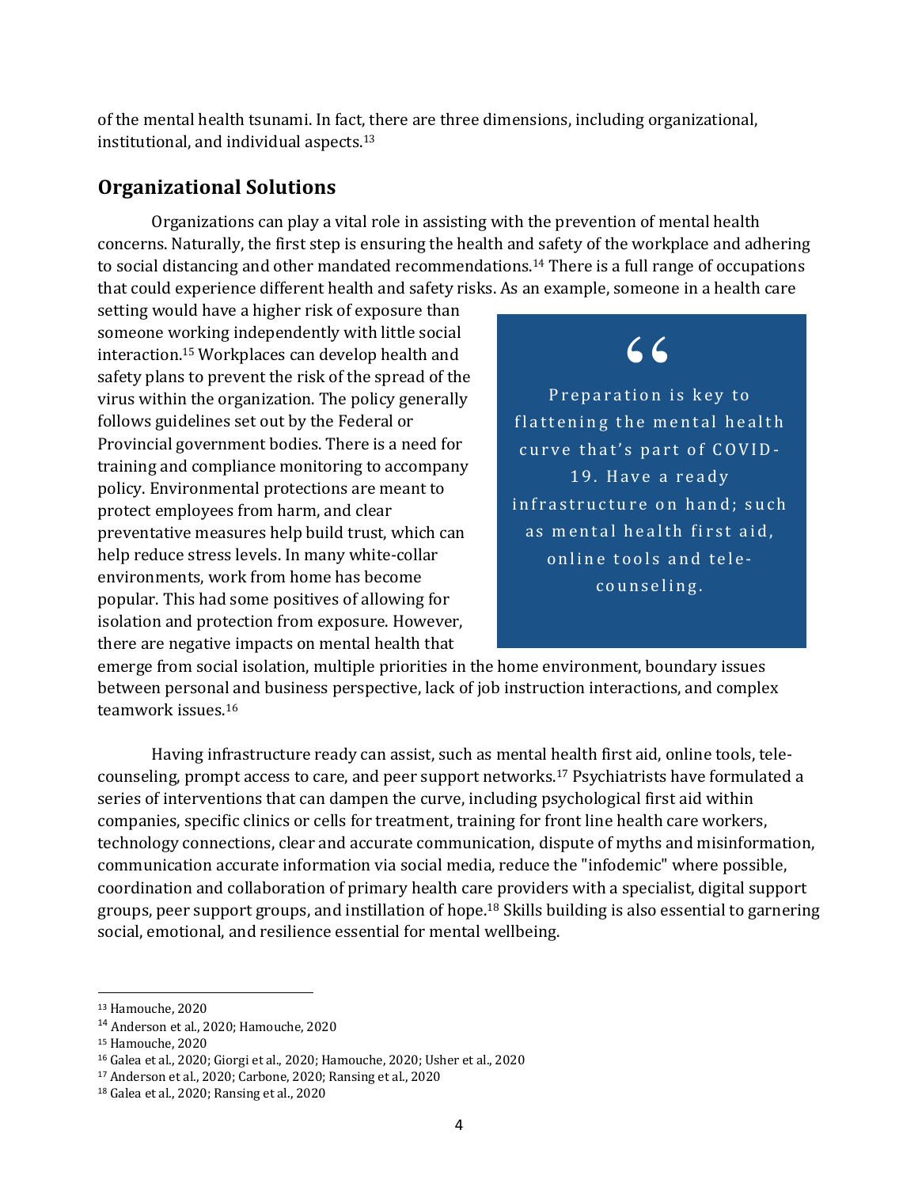of the mental health tsunami. In fact, there are three dimensions, including organizational, institutional, and individual aspects.[13]

## Organizational Solutions

Organizations can play a vital role in assisting with the prevention of mental health concerns. Naturally, the first step is ensuring the health and safety of the workplace and adhering to social distancing and other mandated recommendations.[14] There is a full range of occupations that could experience different health and safety risks. As an example, someone in a health care setting would have a higher risk of exposure than someone working independently with little social interaction.[15] Workplaces can develop health and safety plans to prevent the risk of the spread of the virus within the organization. The policy generally follows guidelines set out by the Federal or Provincial government bodies. There is a need for training and compliance monitoring to accompany policy. Environmental protections are meant to protect employees from harm, and clear preventative measures help build trust, which can help reduce stress levels. In many white-collar environments, work from home has become popular. This had some positives of allowing for isolation and protection from exposure. However, there are negative impacts on mental health that emerge from social isolation, multiple priorities in the home environment, boundary issues between personal and business perspective, lack of job instruction interactions, and complex teamwork issues.[16]

> "Preparation is key to flattening the mental health curve that's part of COVID-19. Have a ready infrastructure on hand; such as mental health first aid, online tools and tele-counseling.

Having infrastructure ready can assist, such as mental health first aid, online tools, tele-counseling, prompt access to care, and peer support networks.[17] Psychiatrists have formulated a series of interventions that can dampen the curve, including psychological first aid within companies, specific clinics or cells for treatment, training for front line health care workers, technology connections, clear and accurate communication, dispute of myths and misinformation, communication accurate information via social media, reduce the "infodemic" where possible, coordination and collaboration of primary health care providers with a specialist, digital support groups, peer support groups, and instillation of hope.[18] Skills building is also essential to garnering social, emotional, and resilience essential for mental wellbeing.

---

[13] Hamouche, 2020
[14] Anderson et al., 2020; Hamouche, 2020
[15] Hamouche, 2020
[16] Galea et al., 2020; Giorgi et al., 2020; Hamouche, 2020; Usher et al., 2020
[17] Anderson et al., 2020; Carbone, 2020; Ransing et al., 2020
[18] Galea et al., 2020; Ransing et al., 2020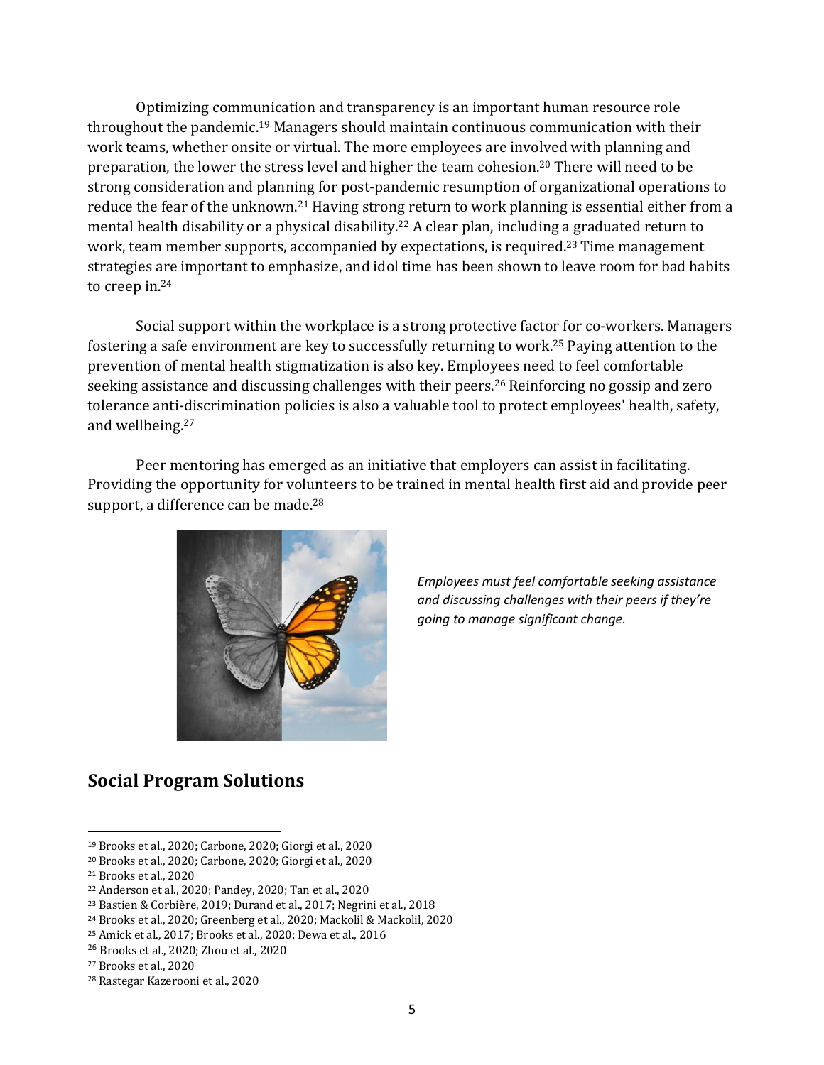Optimizing communication and transparency is an important human resource role throughout the pandemic.[19] Managers should maintain continuous communication with their work teams, whether onsite or virtual. The more employees are involved with planning and preparation, the lower the stress level and higher the team cohesion.[20] There will need to be strong consideration and planning for post-pandemic resumption of organizational operations to reduce the fear of the unknown.[21] Having strong return to work planning is essential either from a mental health disability or a physical disability.[22] A clear plan, including a graduated return to work, team member supports, accompanied by expectations, is required.[23] Time management strategies are important to emphasize, and idol time has been shown to leave room for bad habits to creep in.[24]

Social support within the workplace is a strong protective factor for co-workers. Managers fostering a safe environment are key to successfully returning to work.[25] Paying attention to the prevention of mental health stigmatization is also key. Employees need to feel comfortable seeking assistance and discussing challenges with their peers.[26] Reinforcing no gossip and zero tolerance anti-discrimination policies is also a valuable tool to protect employees' health, safety, and wellbeing.[27]

Peer mentoring has emerged as an initiative that employers can assist in facilitating. Providing the opportunity for volunteers to be trained in mental health first aid and provide peer support, a difference can be made.[28]

*Employees must feel comfortable seeking assistance and discussing challenges with their peers if they're going to manage significant change.*

## Social Program Solutions

[19] Brooks et al., 2020; Carbone, 2020; Giorgi et al., 2020
[20] Brooks et al., 2020; Carbone, 2020; Giorgi et al., 2020
[21] Brooks et al., 2020
[22] Anderson et al., 2020; Pandey, 2020; Tan et al., 2020
[23] Bastien & Corbière, 2019; Durand et al., 2017; Negrini et al., 2018
[24] Brooks et al., 2020; Greenberg et al., 2020; Mackolil & Mackolil, 2020
[25] Amick et al., 2017; Brooks et al., 2020; Dewa et al., 2016
[26] Brooks et al., 2020; Zhou et al., 2020
[27] Brooks et al., 2020
[28] Rastegar Kazerooni et al., 2020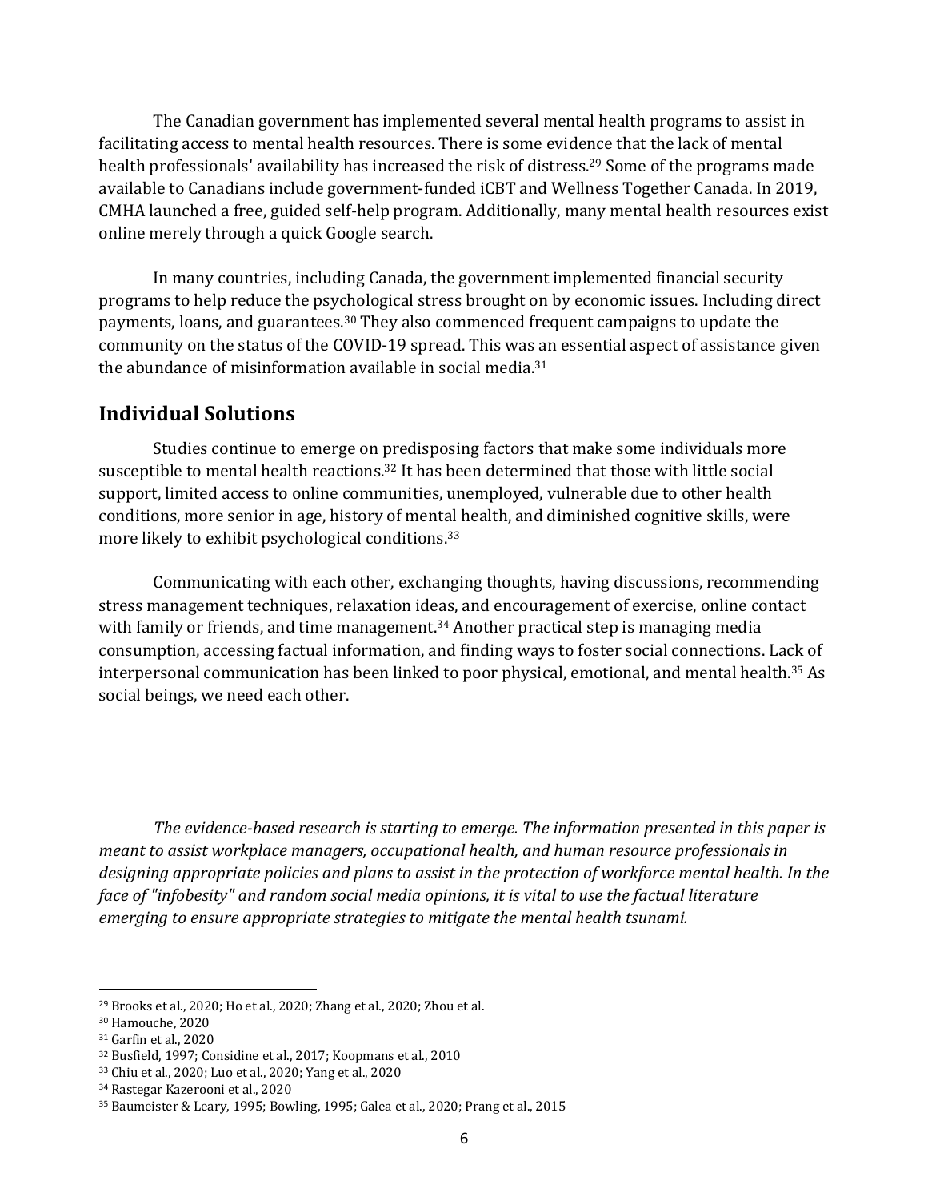The Canadian government has implemented several mental health programs to assist in facilitating access to mental health resources. There is some evidence that the lack of mental health professionals' availability has increased the risk of distress.[29] Some of the programs made available to Canadians include government-funded iCBT and Wellness Together Canada. In 2019, CMHA launched a free, guided self-help program. Additionally, many mental health resources exist online merely through a quick Google search.

In many countries, including Canada, the government implemented financial security programs to help reduce the psychological stress brought on by economic issues. Including direct payments, loans, and guarantees.[30] They also commenced frequent campaigns to update the community on the status of the COVID-19 spread. This was an essential aspect of assistance given the abundance of misinformation available in social media.[31]

## Individual Solutions

Studies continue to emerge on predisposing factors that make some individuals more susceptible to mental health reactions.[32] It has been determined that those with little social support, limited access to online communities, unemployed, vulnerable due to other health conditions, more senior in age, history of mental health, and diminished cognitive skills, were more likely to exhibit psychological conditions.[33]

Communicating with each other, exchanging thoughts, having discussions, recommending stress management techniques, relaxation ideas, and encouragement of exercise, online contact with family or friends, and time management.[34] Another practical step is managing media consumption, accessing factual information, and finding ways to foster social connections. Lack of interpersonal communication has been linked to poor physical, emotional, and mental health.[35] As social beings, we need each other.

*The evidence-based research is starting to emerge. The information presented in this paper is meant to assist workplace managers, occupational health, and human resource professionals in designing appropriate policies and plans to assist in the protection of workforce mental health. In the face of "infobesity" and random social media opinions, it is vital to use the factual literature emerging to ensure appropriate strategies to mitigate the mental health tsunami.*

---

[29] Brooks et al., 2020; Ho et al., 2020; Zhang et al., 2020; Zhou et al.

[30] Hamouche, 2020

[31] Garfin et al., 2020

[32] Busfield, 1997; Considine et al., 2017; Koopmans et al., 2010

[33] Chiu et al., 2020; Luo et al., 2020; Yang et al., 2020

[34] Rastegar Kazerooni et al., 2020

[35] Baumeister & Leary, 1995; Bowling, 1995; Galea et al., 2020; Prang et al., 2015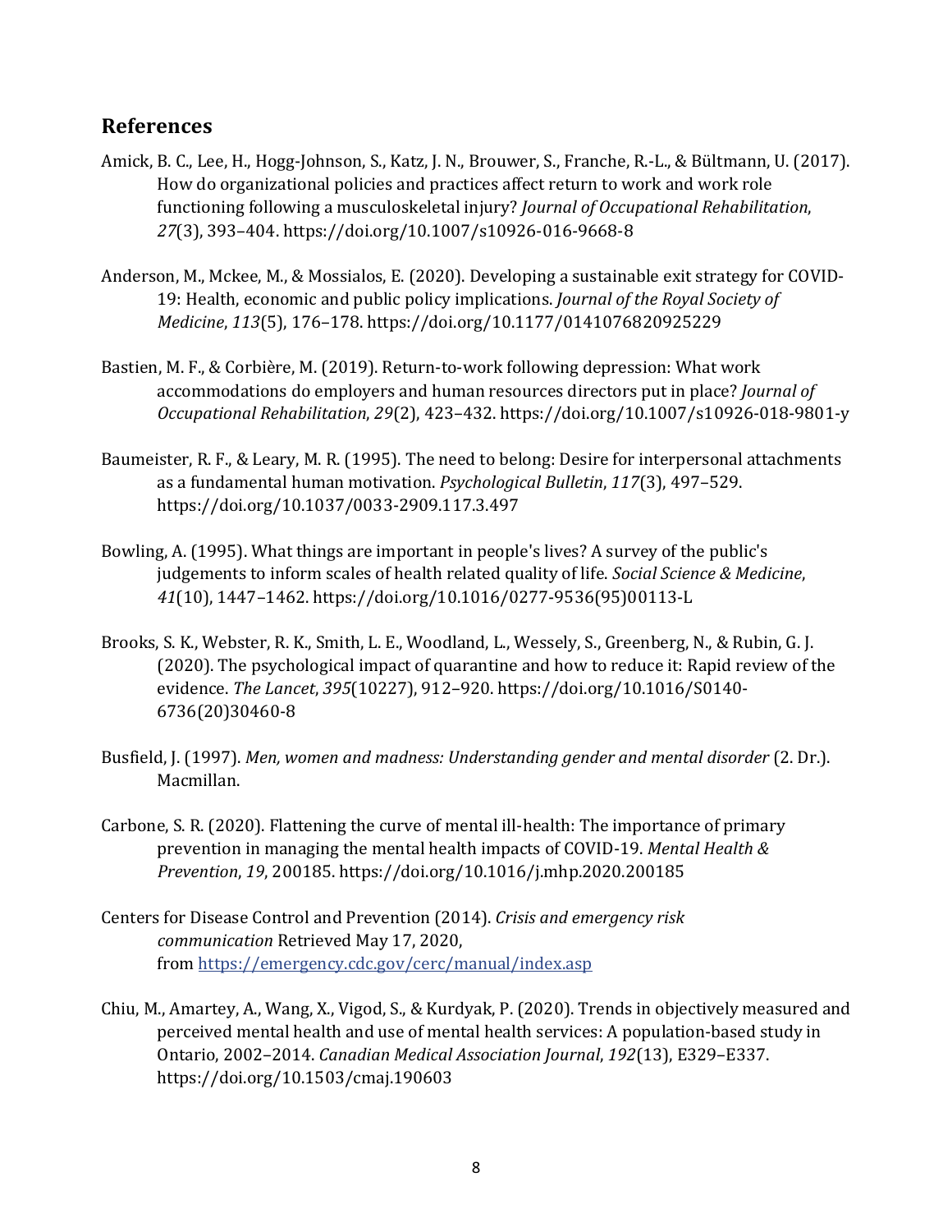## References

Amick, B. C., Lee, H., Hogg-Johnson, S., Katz, J. N., Brouwer, S., Franche, R.-L., & Bültmann, U. (2017). How do organizational policies and practices affect return to work and work role functioning following a musculoskeletal injury? *Journal of Occupational Rehabilitation*, *27*(3), 393–404. https://doi.org/10.1007/s10926-016-9668-8

Anderson, M., Mckee, M., & Mossialos, E. (2020). Developing a sustainable exit strategy for COVID-19: Health, economic and public policy implications. *Journal of the Royal Society of Medicine*, *113*(5), 176–178. https://doi.org/10.1177/0141076820925229

Bastien, M. F., & Corbière, M. (2019). Return-to-work following depression: What work accommodations do employers and human resources directors put in place? *Journal of Occupational Rehabilitation*, *29*(2), 423–432. https://doi.org/10.1007/s10926-018-9801-y

Baumeister, R. F., & Leary, M. R. (1995). The need to belong: Desire for interpersonal attachments as a fundamental human motivation. *Psychological Bulletin*, *117*(3), 497–529. https://doi.org/10.1037/0033-2909.117.3.497

Bowling, A. (1995). What things are important in people's lives? A survey of the public's judgements to inform scales of health related quality of life. *Social Science & Medicine*, *41*(10), 1447–1462. https://doi.org/10.1016/0277-9536(95)00113-L

Brooks, S. K., Webster, R. K., Smith, L. E., Woodland, L., Wessely, S., Greenberg, N., & Rubin, G. J. (2020). The psychological impact of quarantine and how to reduce it: Rapid review of the evidence. *The Lancet*, *395*(10227), 912–920. https://doi.org/10.1016/S0140-6736(20)30460-8

Busfield, J. (1997). *Men, women and madness: Understanding gender and mental disorder* (2. Dr.). Macmillan.

Carbone, S. R. (2020). Flattening the curve of mental ill-health: The importance of primary prevention in managing the mental health impacts of COVID-19. *Mental Health & Prevention*, *19*, 200185. https://doi.org/10.1016/j.mhp.2020.200185

Centers for Disease Control and Prevention (2014). *Crisis and emergency risk communication* Retrieved May 17, 2020, from https://emergency.cdc.gov/cerc/manual/index.asp

Chiu, M., Amartey, A., Wang, X., Vigod, S., & Kurdyak, P. (2020). Trends in objectively measured and perceived mental health and use of mental health services: A population-based study in Ontario, 2002–2014. *Canadian Medical Association Journal*, *192*(13), E329–E337. https://doi.org/10.1503/cmaj.190603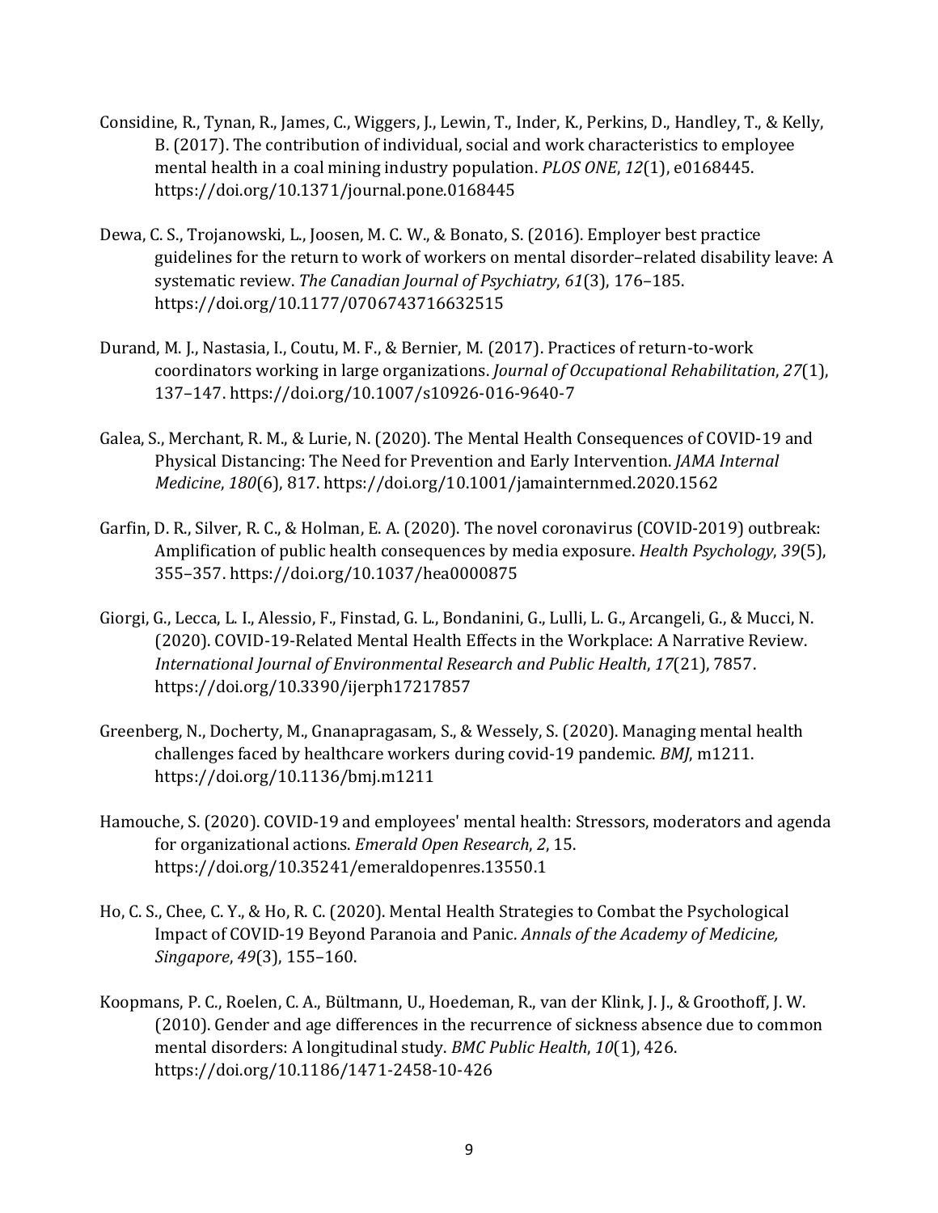Considine, R., Tynan, R., James, C., Wiggers, J., Lewin, T., Inder, K., Perkins, D., Handley, T., & Kelly, B. (2017). The contribution of individual, social and work characteristics to employee mental health in a coal mining industry population. *PLOS ONE*, *12*(1), e0168445. https://doi.org/10.1371/journal.pone.0168445

Dewa, C. S., Trojanowski, L., Joosen, M. C. W., & Bonato, S. (2016). Employer best practice guidelines for the return to work of workers on mental disorder–related disability leave: A systematic review. *The Canadian Journal of Psychiatry*, *61*(3), 176–185. https://doi.org/10.1177/0706743716632515

Durand, M. J., Nastasia, I., Coutu, M. F., & Bernier, M. (2017). Practices of return-to-work coordinators working in large organizations. *Journal of Occupational Rehabilitation*, *27*(1), 137–147. https://doi.org/10.1007/s10926-016-9640-7

Galea, S., Merchant, R. M., & Lurie, N. (2020). The Mental Health Consequences of COVID-19 and Physical Distancing: The Need for Prevention and Early Intervention. *JAMA Internal Medicine*, *180*(6), 817. https://doi.org/10.1001/jamainternmed.2020.1562

Garfin, D. R., Silver, R. C., & Holman, E. A. (2020). The novel coronavirus (COVID-2019) outbreak: Amplification of public health consequences by media exposure. *Health Psychology*, *39*(5), 355–357. https://doi.org/10.1037/hea0000875

Giorgi, G., Lecca, L. I., Alessio, F., Finstad, G. L., Bondanini, G., Lulli, L. G., Arcangeli, G., & Mucci, N. (2020). COVID-19-Related Mental Health Effects in the Workplace: A Narrative Review. *International Journal of Environmental Research and Public Health*, *17*(21), 7857. https://doi.org/10.3390/ijerph17217857

Greenberg, N., Docherty, M., Gnanapragasam, S., & Wessely, S. (2020). Managing mental health challenges faced by healthcare workers during covid-19 pandemic. *BMJ*, m1211. https://doi.org/10.1136/bmj.m1211

Hamouche, S. (2020). COVID-19 and employees' mental health: Stressors, moderators and agenda for organizational actions. *Emerald Open Research*, *2*, 15. https://doi.org/10.35241/emeraldopenres.13550.1

Ho, C. S., Chee, C. Y., & Ho, R. C. (2020). Mental Health Strategies to Combat the Psychological Impact of COVID-19 Beyond Paranoia and Panic. *Annals of the Academy of Medicine, Singapore*, *49*(3), 155–160.

Koopmans, P. C., Roelen, C. A., Bültmann, U., Hoedeman, R., van der Klink, J. J., & Groothoff, J. W. (2010). Gender and age differences in the recurrence of sickness absence due to common mental disorders: A longitudinal study. *BMC Public Health*, *10*(1), 426. https://doi.org/10.1186/1471-2458-10-426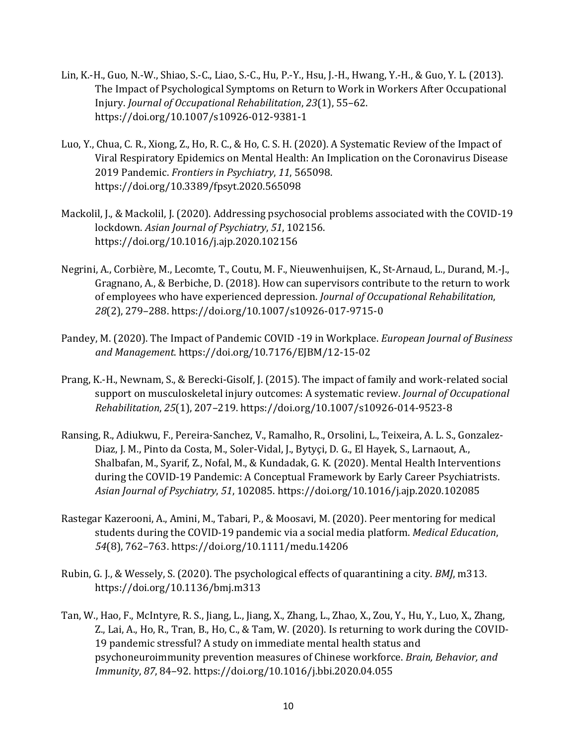Lin, K.-H., Guo, N.-W., Shiao, S.-C., Liao, S.-C., Hu, P.-Y., Hsu, J.-H., Hwang, Y.-H., & Guo, Y. L. (2013). The Impact of Psychological Symptoms on Return to Work in Workers After Occupational Injury. *Journal of Occupational Rehabilitation*, *23*(1), 55–62. https://doi.org/10.1007/s10926-012-9381-1

Luo, Y., Chua, C. R., Xiong, Z., Ho, R. C., & Ho, C. S. H. (2020). A Systematic Review of the Impact of Viral Respiratory Epidemics on Mental Health: An Implication on the Coronavirus Disease 2019 Pandemic. *Frontiers in Psychiatry*, *11*, 565098. https://doi.org/10.3389/fpsyt.2020.565098

Mackolil, J., & Mackolil, J. (2020). Addressing psychosocial problems associated with the COVID-19 lockdown. *Asian Journal of Psychiatry*, *51*, 102156. https://doi.org/10.1016/j.ajp.2020.102156

Negrini, A., Corbière, M., Lecomte, T., Coutu, M. F., Nieuwenhuijsen, K., St-Arnaud, L., Durand, M.-J., Gragnano, A., & Berbiche, D. (2018). How can supervisors contribute to the return to work of employees who have experienced depression. *Journal of Occupational Rehabilitation*, *28*(2), 279–288. https://doi.org/10.1007/s10926-017-9715-0

Pandey, M. (2020). The Impact of Pandemic COVID -19 in Workplace. *European Journal of Business and Management*. https://doi.org/10.7176/EJBM/12-15-02

Prang, K.-H., Newnam, S., & Berecki-Gisolf, J. (2015). The impact of family and work-related social support on musculoskeletal injury outcomes: A systematic review. *Journal of Occupational Rehabilitation*, *25*(1), 207–219. https://doi.org/10.1007/s10926-014-9523-8

Ransing, R., Adiukwu, F., Pereira-Sanchez, V., Ramalho, R., Orsolini, L., Teixeira, A. L. S., Gonzalez-Diaz, J. M., Pinto da Costa, M., Soler-Vidal, J., Bytyçi, D. G., El Hayek, S., Larnaout, A., Shalbafan, M., Syarif, Z., Nofal, M., & Kundadak, G. K. (2020). Mental Health Interventions during the COVID-19 Pandemic: A Conceptual Framework by Early Career Psychiatrists. *Asian Journal of Psychiatry*, *51*, 102085. https://doi.org/10.1016/j.ajp.2020.102085

Rastegar Kazerooni, A., Amini, M., Tabari, P., & Moosavi, M. (2020). Peer mentoring for medical students during the COVID-19 pandemic via a social media platform. *Medical Education*, *54*(8), 762–763. https://doi.org/10.1111/medu.14206

Rubin, G. J., & Wessely, S. (2020). The psychological effects of quarantining a city. *BMJ*, m313. https://doi.org/10.1136/bmj.m313

Tan, W., Hao, F., McIntyre, R. S., Jiang, L., Jiang, X., Zhang, L., Zhao, X., Zou, Y., Hu, Y., Luo, X., Zhang, Z., Lai, A., Ho, R., Tran, B., Ho, C., & Tam, W. (2020). Is returning to work during the COVID-19 pandemic stressful? A study on immediate mental health status and psychoneuroimmunity prevention measures of Chinese workforce. *Brain, Behavior, and Immunity*, *87*, 84–92. https://doi.org/10.1016/j.bbi.2020.04.055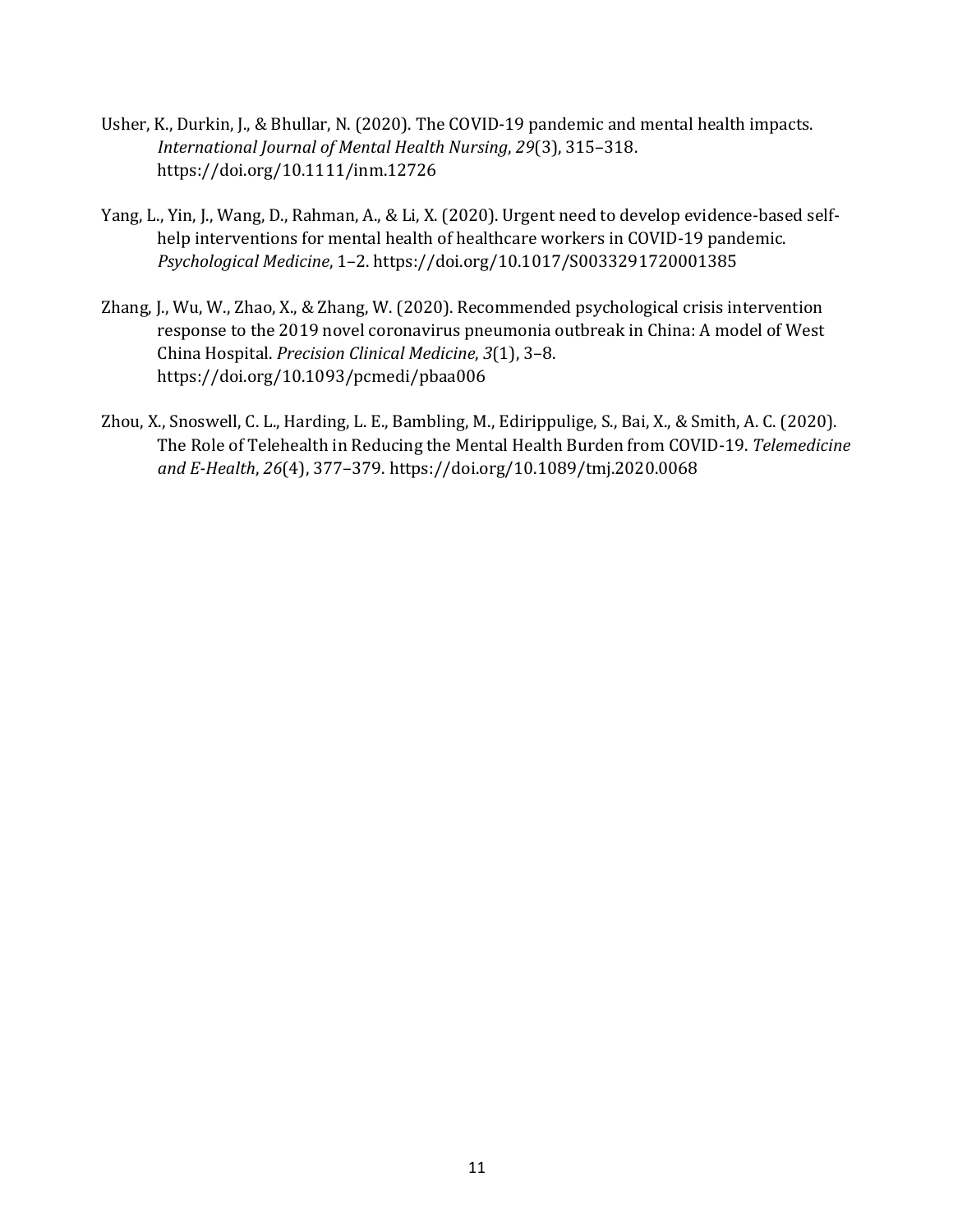Usher, K., Durkin, J., & Bhullar, N. (2020). The COVID-19 pandemic and mental health impacts. *International Journal of Mental Health Nursing*, *29*(3), 315–318. https://doi.org/10.1111/inm.12726

Yang, L., Yin, J., Wang, D., Rahman, A., & Li, X. (2020). Urgent need to develop evidence-based self-help interventions for mental health of healthcare workers in COVID-19 pandemic. *Psychological Medicine*, 1–2. https://doi.org/10.1017/S0033291720001385

Zhang, J., Wu, W., Zhao, X., & Zhang, W. (2020). Recommended psychological crisis intervention response to the 2019 novel coronavirus pneumonia outbreak in China: A model of West China Hospital. *Precision Clinical Medicine*, *3*(1), 3–8. https://doi.org/10.1093/pcmedi/pbaa006

Zhou, X., Snoswell, C. L., Harding, L. E., Bambling, M., Edirippulige, S., Bai, X., & Smith, A. C. (2020). The Role of Telehealth in Reducing the Mental Health Burden from COVID-19. *Telemedicine and E-Health*, *26*(4), 377–379. https://doi.org/10.1089/tmj.2020.0068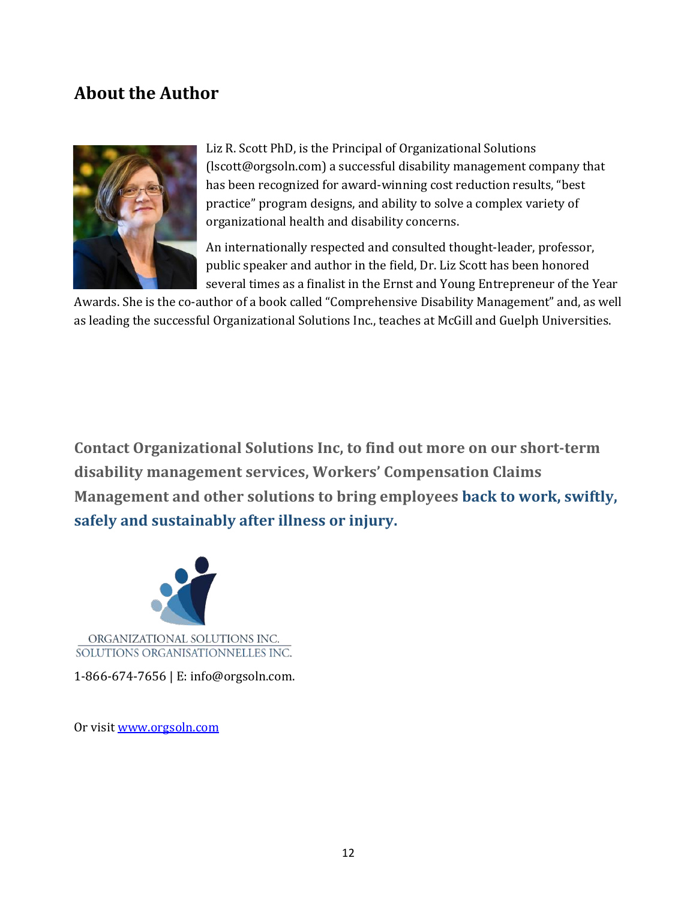## About the Author

Liz R. Scott PhD, is the Principal of Organizational Solutions (lscott@orgsoln.com) a successful disability management company that has been recognized for award-winning cost reduction results, "best practice" program designs, and ability to solve a complex variety of organizational health and disability concerns.

An internationally respected and consulted thought-leader, professor, public speaker and author in the field, Dr. Liz Scott has been honored several times as a finalist in the Ernst and Young Entrepreneur of the Year Awards. She is the co-author of a book called "Comprehensive Disability Management" and, as well as leading the successful Organizational Solutions Inc., teaches at McGill and Guelph Universities.

**Contact Organizational Solutions Inc, to find out more on our short-term disability management services, Workers' Compensation Claims Management and other solutions to bring employees back to work, swiftly, safely and sustainably after illness or injury.**

ORGANIZATIONAL SOLUTIONS INC.
SOLUTIONS ORGANISATIONNELLES INC.

1-866-674-7656 | E: info@orgsoln.com.

Or visit [www.orgsoln.com](http://www.orgsoln.com)